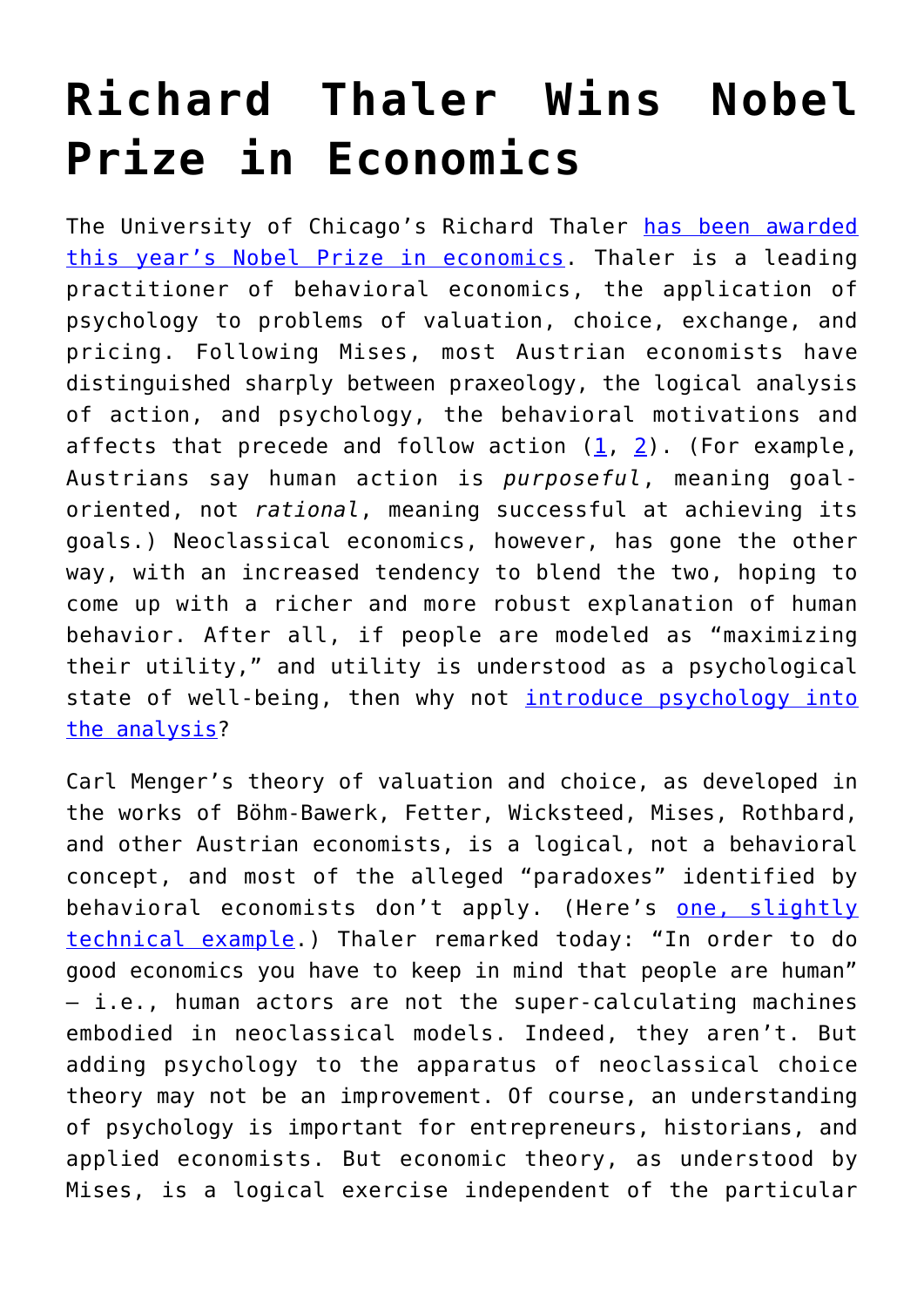# Richard Thaler Wins Nobel Prize in Economics

The University of Chicago's Richard Thaler has been awarded this year's Nobel Prize in economics. Thaler is a leading practitioner of behavioral economics, the application of psychology to problems of valuation, choice, exchange, and pricing. Following Mises, most Austrian economists have distinguished sharply between praxeology, the logical analysis of action, and psychology, the behavioral motivations and affects that precede and follow action (1, 2). (For example, Austrians say human action is *purposeful*, meaning goal-oriented, not *rational*, meaning successful at achieving its goals.) Neoclassical economics, however, has gone the other way, with an increased tendency to blend the two, hoping to come up with a richer and more robust explanation of human behavior. After all, if people are modeled as "maximizing their utility," and utility is understood as a psychological state of well-being, then why not introduce psychology into the analysis?

Carl Menger's theory of valuation and choice, as developed in the works of Böhm-Bawerk, Fetter, Wicksteed, Mises, Rothbard, and other Austrian economists, is a logical, not a behavioral concept, and most of the alleged "paradoxes" identified by behavioral economists don't apply. (Here's one, slightly technical example.) Thaler remarked today: "In order to do good economics you have to keep in mind that people are human" – i.e., human actors are not the super-calculating machines embodied in neoclassical models. Indeed, they aren't. But adding psychology to the apparatus of neoclassical choice theory may not be an improvement. Of course, an understanding of psychology is important for entrepreneurs, historians, and applied economists. But economic theory, as understood by Mises, is a logical exercise independent of the particular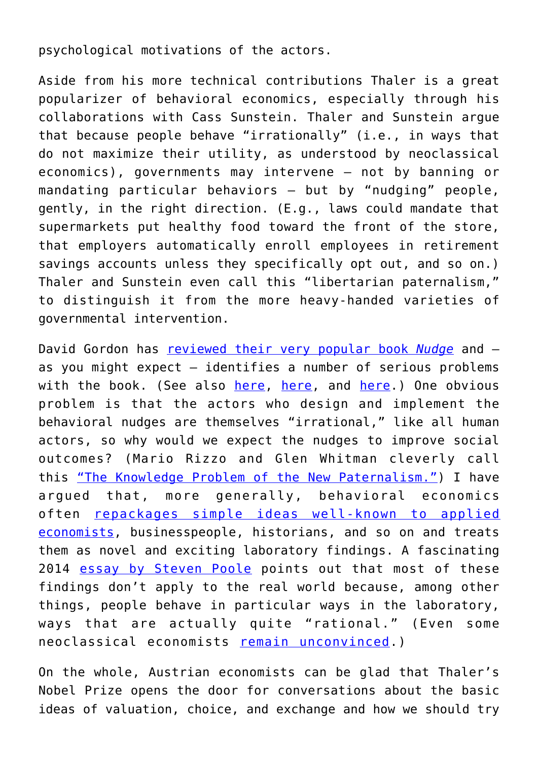psychological motivations of the actors.

Aside from his more technical contributions Thaler is a great popularizer of behavioral economics, especially through his collaborations with Cass Sunstein. Thaler and Sunstein argue that because people behave "irrationally" (i.e., in ways that do not maximize their utility, as understood by neoclassical economics), governments may intervene — not by banning or mandating particular behaviors — but by "nudging" people, gently, in the right direction. (E.g., laws could mandate that supermarkets put healthy food toward the front of the store, that employers automatically enroll employees in retirement savings accounts unless they specifically opt out, and so on.) Thaler and Sunstein even call this "libertarian paternalism," to distinguish it from the more heavy-handed varieties of governmental intervention.

David Gordon has reviewed their very popular book *Nudge* and — as you might expect — identifies a number of serious problems with the book. (See also here, here, and here.) One obvious problem is that the actors who design and implement the behavioral nudges are themselves "irrational," like all human actors, so why would we expect the nudges to improve social outcomes? (Mario Rizzo and Glen Whitman cleverly call this "The Knowledge Problem of the New Paternalism.") I have argued that, more generally, behavioral economics often repackages simple ideas well-known to applied economists, businesspeople, historians, and so on and treats them as novel and exciting laboratory findings. A fascinating 2014 essay by Steven Poole points out that most of these findings don't apply to the real world because, among other things, people behave in particular ways in the laboratory, ways that are actually quite "rational." (Even some neoclassical economists remain unconvinced.)

On the whole, Austrian economists can be glad that Thaler's Nobel Prize opens the door for conversations about the basic ideas of valuation, choice, and exchange and how we should try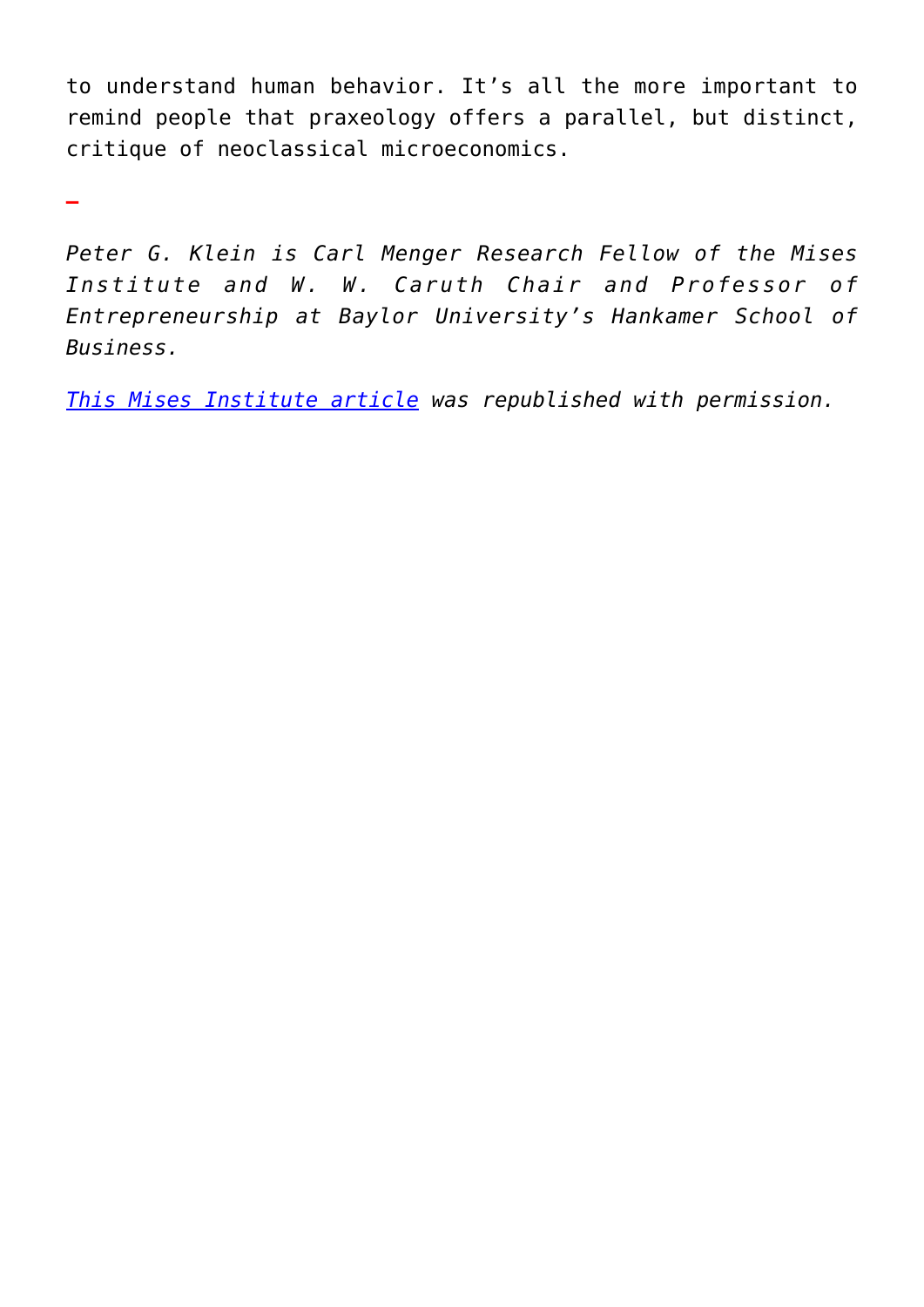to understand human behavior. It's all the more important to remind people that praxeology offers a parallel, but distinct, critique of neoclassical microeconomics.

—

*Peter G. Klein is Carl Menger Research Fellow of the Mises Institute and W. W. Caruth Chair and Professor of Entrepreneurship at Baylor University's Hankamer School of Business.*

*[This Mises Institute article](#) was republished with permission.*